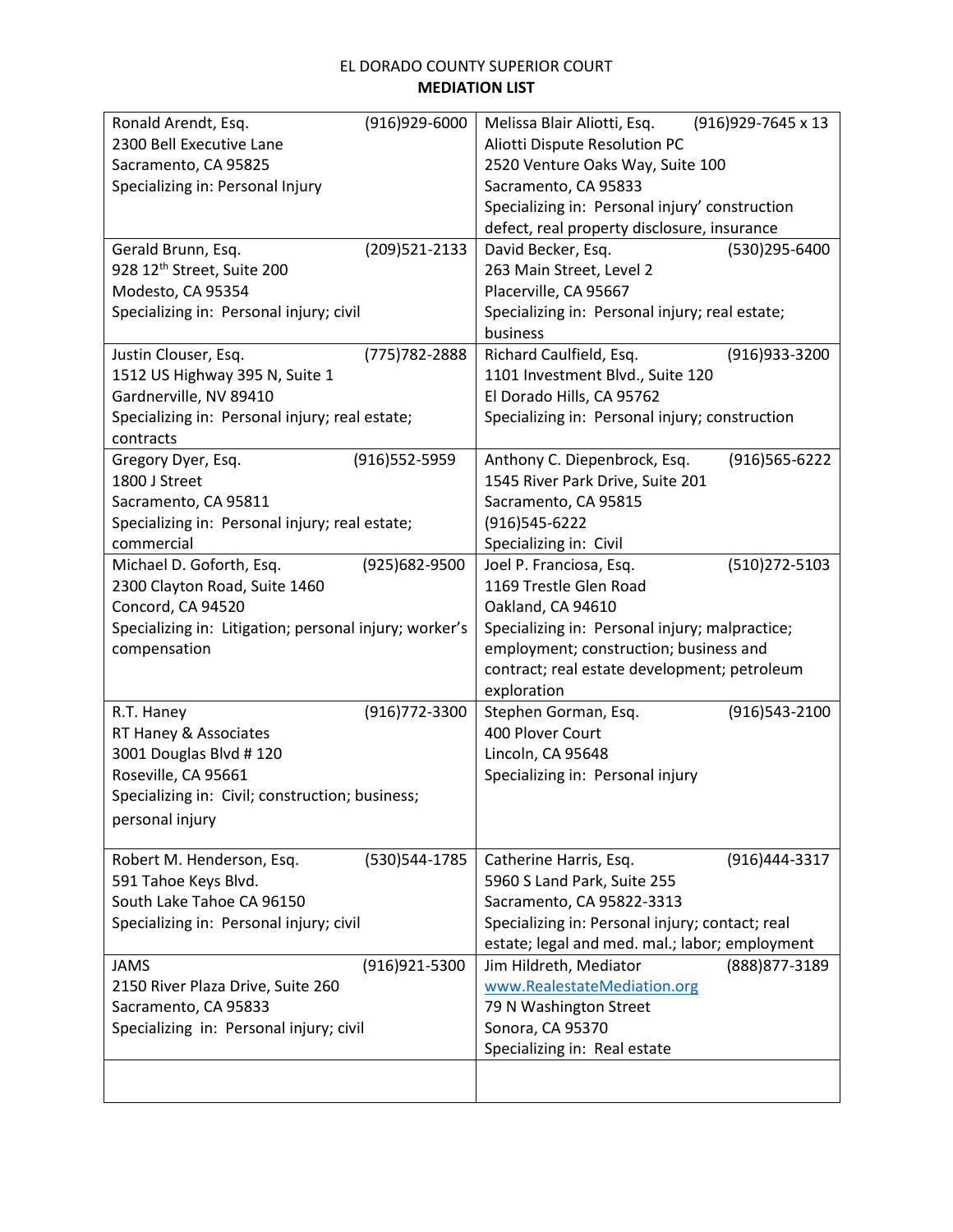EL DORADO COUNTY SUPERIOR COURT

**MEDIATION LIST**

| | |
|---|---|
| Ronald Arendt, Esq. (916)929-6000<br>2300 Bell Executive Lane<br>Sacramento, CA 95825<br>Specializing in: Personal Injury | Melissa Blair Aliotti, Esq. (916)929-7645 x 13<br>Aliotti Dispute Resolution PC<br>2520 Venture Oaks Way, Suite 100<br>Sacramento, CA 95833<br>Specializing in: Personal injury' construction defect, real property disclosure, insurance |
| Gerald Brunn, Esq. (209)521-2133<br>928 12th Street, Suite 200<br>Modesto, CA 95354<br>Specializing in: Personal injury; civil | David Becker, Esq. (530)295-6400<br>263 Main Street, Level 2<br>Placerville, CA 95667<br>Specializing in: Personal injury; real estate; business |
| Justin Clouser, Esq. (775)782-2888<br>1512 US Highway 395 N, Suite 1<br>Gardnerville, NV 89410<br>Specializing in: Personal injury; real estate; contracts | Richard Caulfield, Esq. (916)933-3200<br>1101 Investment Blvd., Suite 120<br>El Dorado Hills, CA 95762<br>Specializing in: Personal injury; construction |
| Gregory Dyer, Esq. (916)552-5959<br>1800 J Street<br>Sacramento, CA 95811<br>Specializing in: Personal injury; real estate; commercial | Anthony C. Diepenbrock, Esq. (916)565-6222<br>1545 River Park Drive, Suite 201<br>Sacramento, CA 95815<br>(916)545-6222<br>Specializing in: Civil |
| Michael D. Goforth, Esq. (925)682-9500<br>2300 Clayton Road, Suite 1460<br>Concord, CA 94520<br>Specializing in: Litigation; personal injury; worker's compensation | Joel P. Franciosa, Esq. (510)272-5103<br>1169 Trestle Glen Road<br>Oakland, CA 94610<br>Specializing in: Personal injury; malpractice; employment; construction; business and contract; real estate development; petroleum exploration |
| R.T. Haney (916)772-3300<br>RT Haney & Associates<br>3001 Douglas Blvd # 120<br>Roseville, CA 95661<br>Specializing in: Civil; construction; business; personal injury | Stephen Gorman, Esq. (916)543-2100<br>400 Plover Court<br>Lincoln, CA 95648<br>Specializing in: Personal injury |
| Robert M. Henderson, Esq. (530)544-1785<br>591 Tahoe Keys Blvd.<br>South Lake Tahoe CA 96150<br>Specializing in: Personal injury; civil | Catherine Harris, Esq. (916)444-3317<br>5960 S Land Park, Suite 255<br>Sacramento, CA 95822-3313<br>Specializing in: Personal injury; contact; real estate; legal and med. mal.; labor; employment |
| JAMS (916)921-5300<br>2150 River Plaza Drive, Suite 260<br>Sacramento, CA 95833<br>Specializing in: Personal injury; civil | Jim Hildreth, Mediator (888)877-3189<br>www.RealestateMediation.org<br>79 N Washington Street<br>Sonora, CA 95370<br>Specializing in: Real estate |
| | |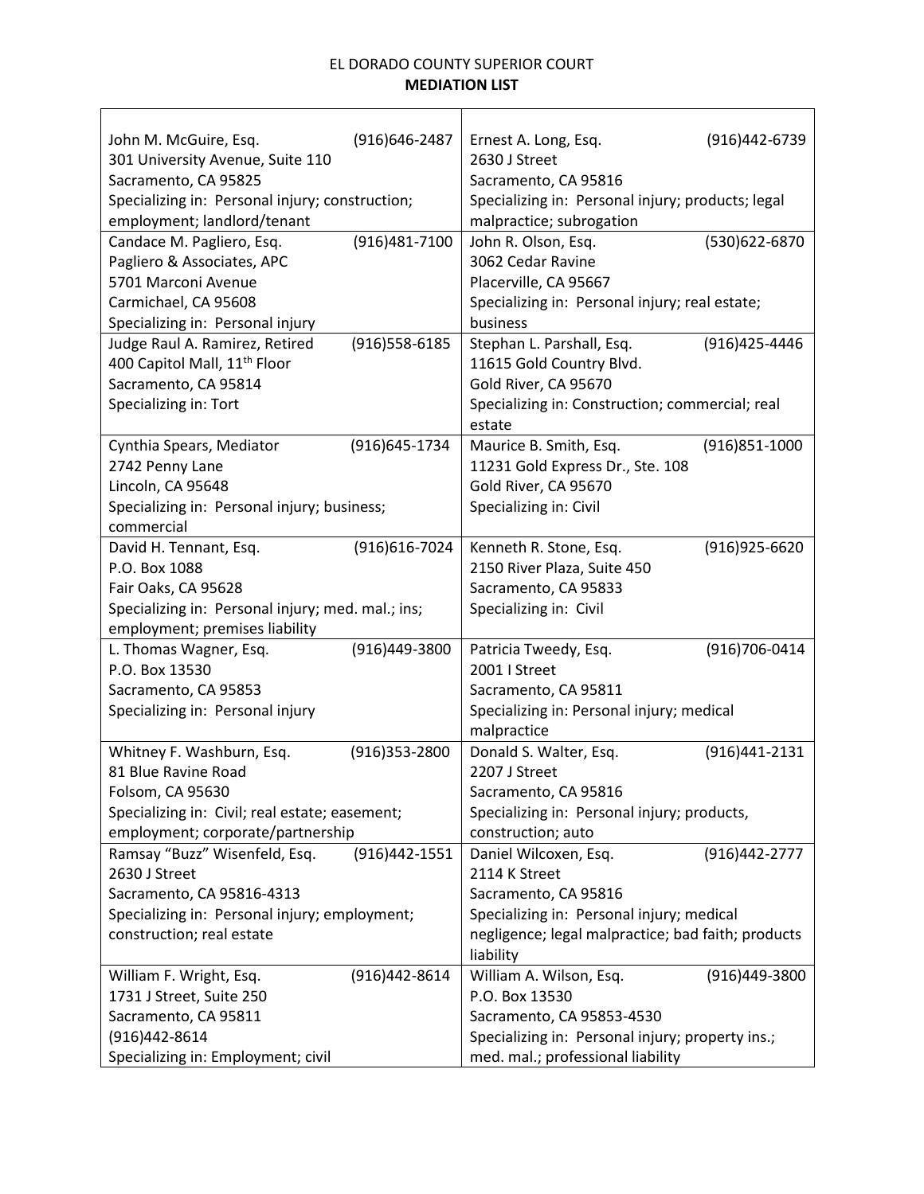EL DORADO COUNTY SUPERIOR COURT

**MEDIATION LIST**

| | |
|---|---|
| John M. McGuire, Esq. (916)646-2487<br>301 University Avenue, Suite 110<br>Sacramento, CA 95825<br>Specializing in: Personal injury; construction; employment; landlord/tenant | Ernest A. Long, Esq. (916)442-6739<br>2630 J Street<br>Sacramento, CA 95816<br>Specializing in: Personal injury; products; legal malpractice; subrogation |
| Candace M. Pagliero, Esq. (916)481-7100<br>Pagliero & Associates, APC<br>5701 Marconi Avenue<br>Carmichael, CA 95608<br>Specializing in: Personal injury | John R. Olson, Esq. (530)622-6870<br>3062 Cedar Ravine<br>Placerville, CA 95667<br>Specializing in: Personal injury; real estate; business |
| Judge Raul A. Ramirez, Retired (916)558-6185<br>400 Capitol Mall, 11th Floor<br>Sacramento, CA 95814<br>Specializing in: Tort | Stephan L. Parshall, Esq. (916)425-4446<br>11615 Gold Country Blvd.<br>Gold River, CA 95670<br>Specializing in: Construction; commercial; real estate |
| Cynthia Spears, Mediator (916)645-1734<br>2742 Penny Lane<br>Lincoln, CA 95648<br>Specializing in: Personal injury; business; commercial | Maurice B. Smith, Esq. (916)851-1000<br>11231 Gold Express Dr., Ste. 108<br>Gold River, CA 95670<br>Specializing in: Civil |
| David H. Tennant, Esq. (916)616-7024<br>P.O. Box 1088<br>Fair Oaks, CA 95628<br>Specializing in: Personal injury; med. mal.; ins; employment; premises liability | Kenneth R. Stone, Esq. (916)925-6620<br>2150 River Plaza, Suite 450<br>Sacramento, CA 95833<br>Specializing in: Civil |
| L. Thomas Wagner, Esq. (916)449-3800<br>P.O. Box 13530<br>Sacramento, CA 95853<br>Specializing in: Personal injury | Patricia Tweedy, Esq. (916)706-0414<br>2001 I Street<br>Sacramento, CA 95811<br>Specializing in: Personal injury; medical malpractice |
| Whitney F. Washburn, Esq. (916)353-2800<br>81 Blue Ravine Road<br>Folsom, CA 95630<br>Specializing in: Civil; real estate; easement; employment; corporate/partnership | Donald S. Walter, Esq. (916)441-2131<br>2207 J Street<br>Sacramento, CA 95816<br>Specializing in: Personal injury; products, construction; auto |
| Ramsay "Buzz" Wisenfeld, Esq. (916)442-1551<br>2630 J Street<br>Sacramento, CA 95816-4313<br>Specializing in: Personal injury; employment; construction; real estate | Daniel Wilcoxen, Esq. (916)442-2777<br>2114 K Street<br>Sacramento, CA 95816<br>Specializing in: Personal injury; medical negligence; legal malpractice; bad faith; products liability |
| William F. Wright, Esq. (916)442-8614<br>1731 J Street, Suite 250<br>Sacramento, CA 95811<br>(916)442-8614<br>Specializing in: Employment; civil | William A. Wilson, Esq. (916)449-3800<br>P.O. Box 13530<br>Sacramento, CA 95853-4530<br>Specializing in: Personal injury; property ins.; med. mal.; professional liability |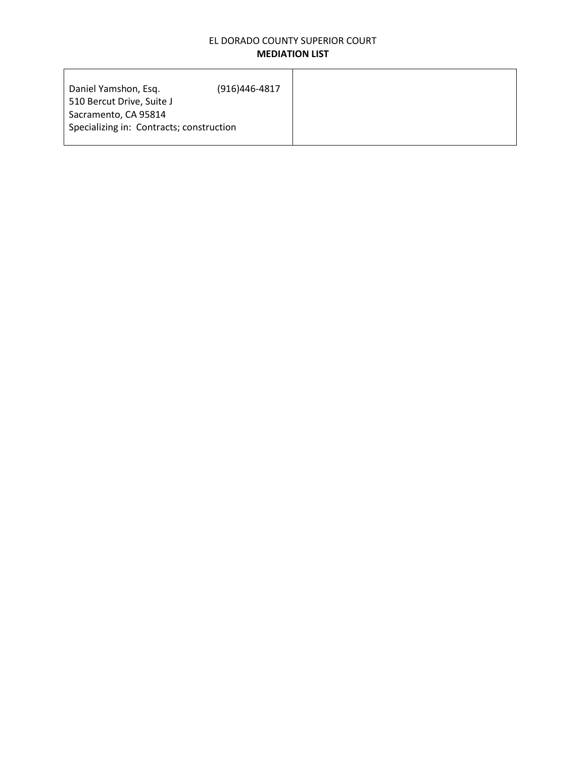EL DORADO COUNTY SUPERIOR COURT

**MEDIATION LIST**

| | |
|---|---|
| Daniel Yamshon, Esq. (916)446-4817<br>510 Bercut Drive, Suite J<br>Sacramento, CA 95814<br>Specializing in: Contracts; construction | |